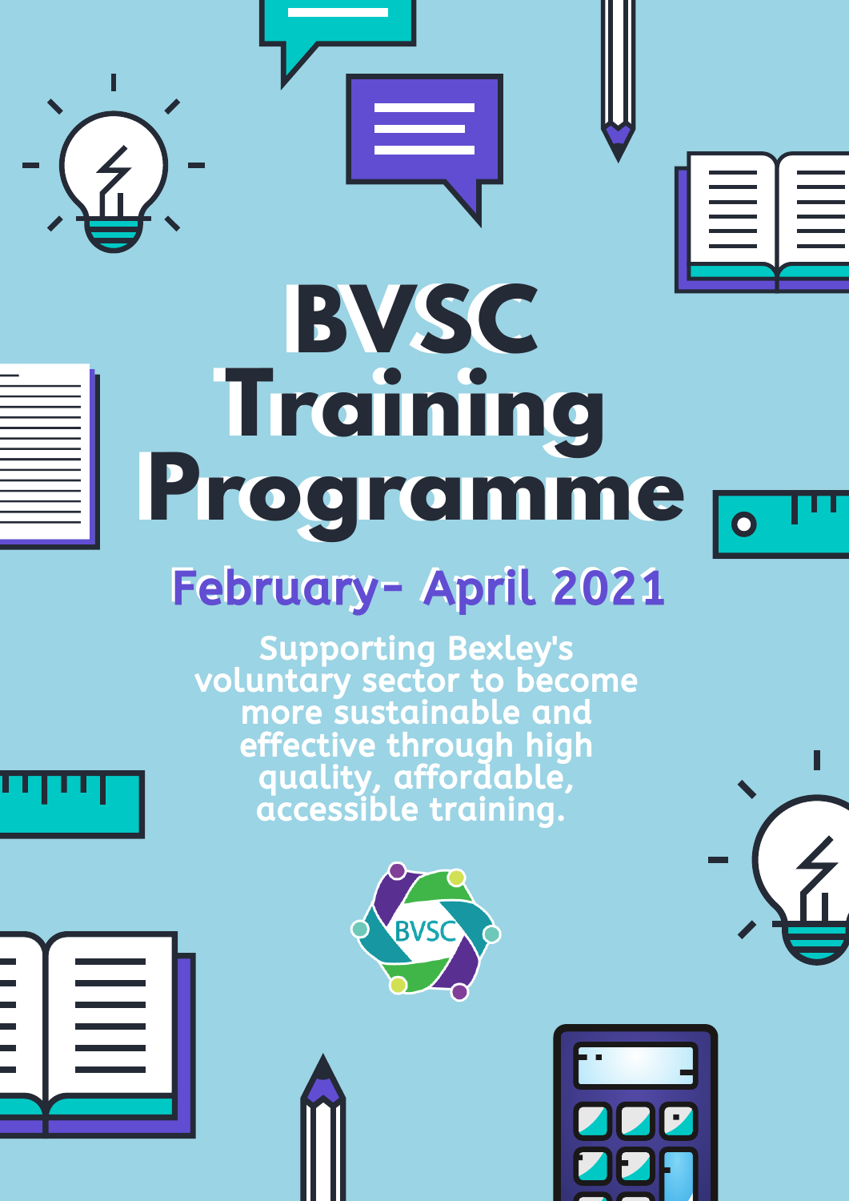# BVSC Training Programme

## February- April 2021

Supporting Bexley's voluntary sector to become more sustainable and effective through high quality, affordable, accessible training.

BVSC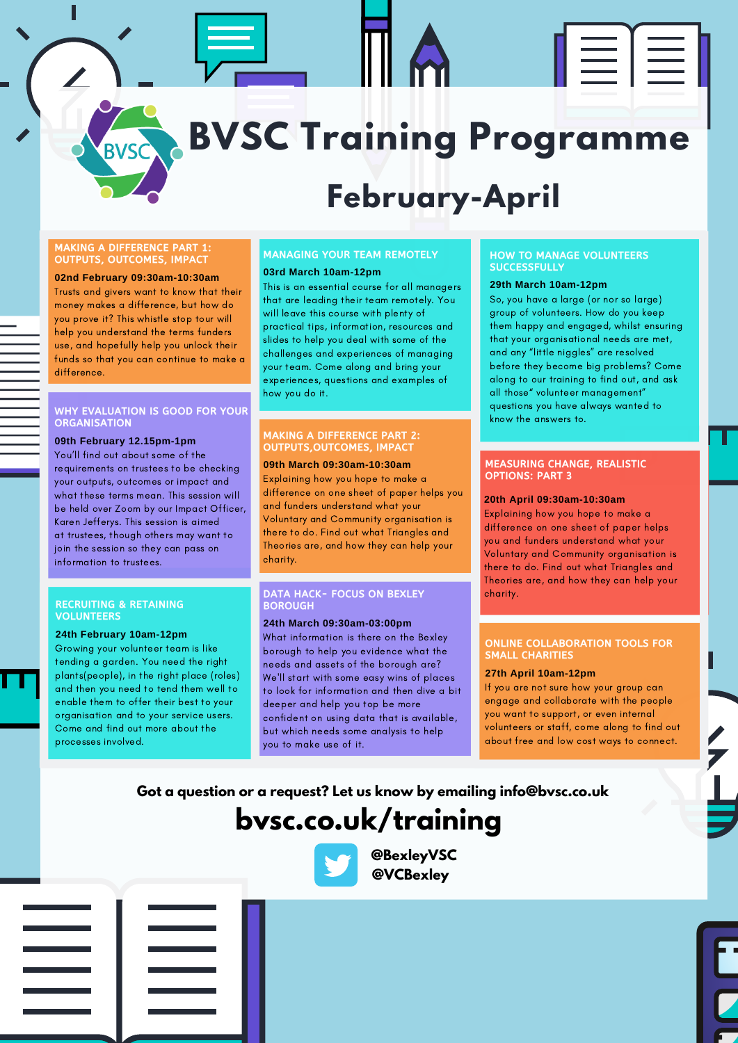# BVSC Training Programme

## February-April

### MAKING A DIFFERENCE PART 1: OUTPUTS, OUTCOMES, IMPACT

**02nd February 09:30am-10:30am**

Trusts and givers want to know that their money makes a difference, but how do you prove it? This whistle stop tour will help you understand the terms funders use, and hopefully help you unlock their funds so that you can continue to make a difference.

### WHY EVALUATION IS GOOD FOR YOUR ORGANISATION

**09th February 12.15pm-1pm**

You'll find out about some of the requirements on trustees to be checking your outputs, outcomes or impact and what these terms mean. This session will be held over Zoom by our Impact Officer, Karen Jefferys. This session is aimed at trustees, though others may want to join the session so they can pass on information to trustees.

### RECRUITING & RETAINING VOLUNTEERS

**24th February 10am-12pm**

Growing your volunteer team is like tending a garden. You need the right plants(people), in the right place (roles) and then you need to tend them well to enable them to offer their best to your organisation and to your service users. Come and find out more about the processes involved.

### MANAGING YOUR TEAM REMOTELY

**03rd March 10am-12pm**

This is an essential course for all managers that are leading their team remotely. You will leave this course with plenty of practical tips, information, resources and slides to help you deal with some of the challenges and experiences of managing your team. Come along and bring your experiences, questions and examples of how you do it.

### MAKING A DIFFERENCE PART 2: OUTPUTS,OUTCOMES, IMPACT

**09th March 09:30am-10:30am**

Explaining how you hope to make a difference on one sheet of paper helps you and funders understand what your Voluntary and Community organisation is there to do. Find out what Triangles and Theories are, and how they can help your charity.

### DATA HACK- FOCUS ON BEXLEY BOROUGH

**24th March 09:30am-03:00pm**

What information is there on the Bexley borough to help you evidence what the needs and assets of the borough are? We'll start with some easy wins of places to look for information and then dive a bit deeper and help you top be more confident on using data that is available, but which needs some analysis to help you to make use of it.

### HOW TO MANAGE VOLUNTEERS SUCCESSFULLY

**29th March 10am-12pm**

So, you have a large (or nor so large) group of volunteers. How do you keep them happy and engaged, whilst ensuring that your organisational needs are met, and any "little niggles" are resolved before they become big problems? Come along to our training to find out, and ask all those" volunteer management" questions you have always wanted to know the answers to.

### MEASURING CHANGE, REALISTIC OPTIONS: PART 3

**20th April 09:30am-10:30am**

Explaining how you hope to make a difference on one sheet of paper helps you and funders understand what your Voluntary and Community organisation is there to do. Find out what Triangles and Theories are, and how they can help your charity.

### ONLINE COLLABORATION TOOLS FOR SMALL CHARITIES

**27th April 10am-12pm**

If you are not sure how your group can engage and collaborate with the people you want to support, or even internal volunteers or staff, come along to find out about free and low cost ways to connect.

**Got a question or a request? Let us know by emailing info@bvsc.co.uk**

## bvsc.co.uk/training

**@BexleyVSC**
**@VCBexley**